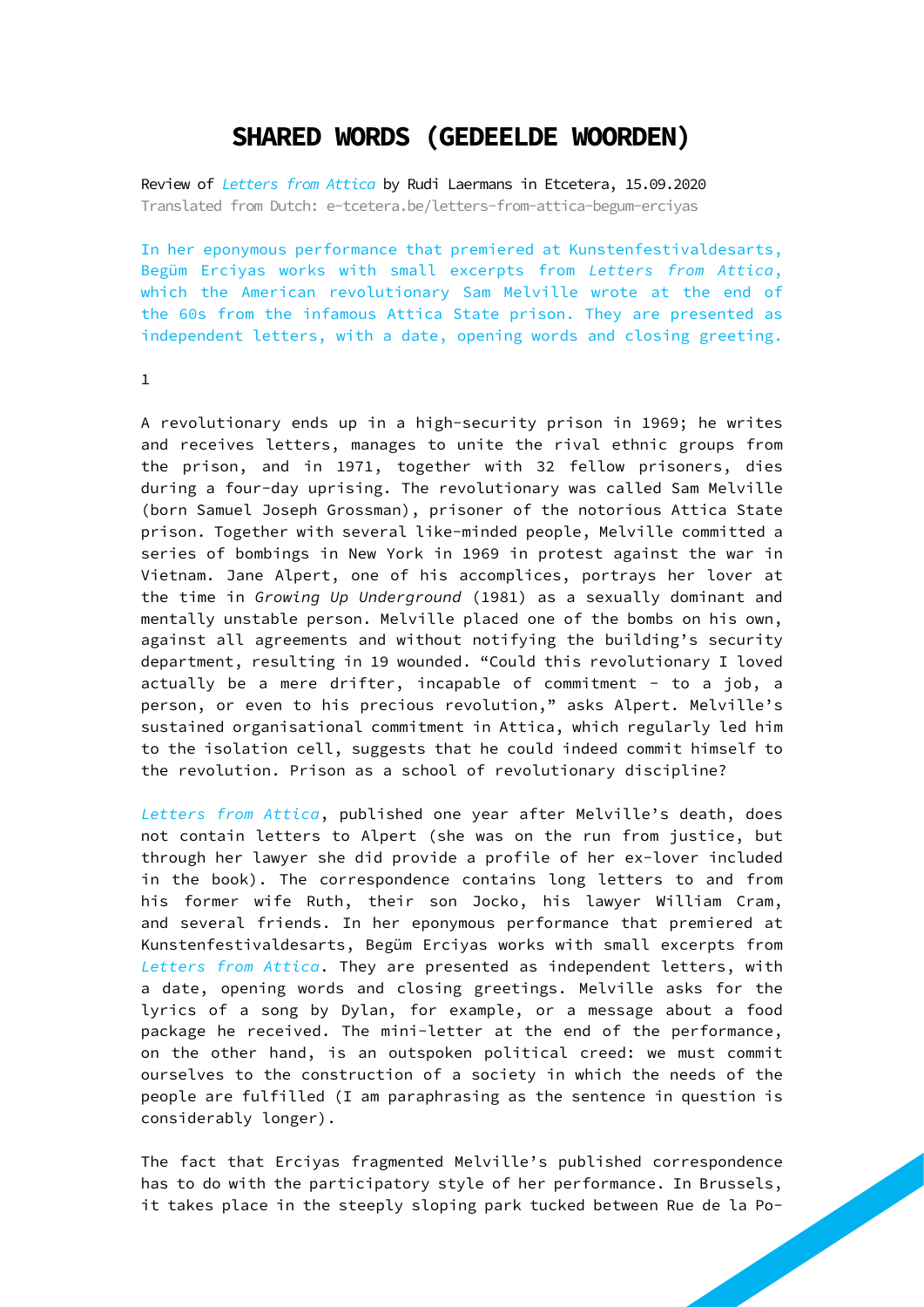# SHARED WORDS (GEDEELDE WOORDEN)

Review of *Letters from Attica* by Rudi Laermans in Etcetera, 15.09.2020
Translated from Dutch: e-tcetera.be/letters-from-attica-begum-erciyas

In her eponymous performance that premiered at Kunstenfestivaldesarts, Begüm Erciyas works with small excerpts from *Letters from Attica*, which the American revolutionary Sam Melville wrote at the end of the 60s from the infamous Attica State prison. They are presented as independent letters, with a date, opening words and closing greeting.

1

A revolutionary ends up in a high-security prison in 1969; he writes and receives letters, manages to unite the rival ethnic groups from the prison, and in 1971, together with 32 fellow prisoners, dies during a four-day uprising. The revolutionary was called Sam Melville (born Samuel Joseph Grossman), prisoner of the notorious Attica State prison. Together with several like-minded people, Melville committed a series of bombings in New York in 1969 in protest against the war in Vietnam. Jane Alpert, one of his accomplices, portrays her lover at the time in *Growing Up Underground* (1981) as a sexually dominant and mentally unstable person. Melville placed one of the bombs on his own, against all agreements and without notifying the building's security department, resulting in 19 wounded. "Could this revolutionary I loved actually be a mere drifter, incapable of commitment - to a job, a person, or even to his precious revolution," asks Alpert. Melville's sustained organisational commitment in Attica, which regularly led him to the isolation cell, suggests that he could indeed commit himself to the revolution. Prison as a school of revolutionary discipline?

*Letters from Attica*, published one year after Melville's death, does not contain letters to Alpert (she was on the run from justice, but through her lawyer she did provide a profile of her ex-lover included in the book). The correspondence contains long letters to and from his former wife Ruth, their son Jocko, his lawyer William Cram, and several friends. In her eponymous performance that premiered at Kunstenfestivaldesarts, Begüm Erciyas works with small excerpts from *Letters from Attica*. They are presented as independent letters, with a date, opening words and closing greetings. Melville asks for the lyrics of a song by Dylan, for example, or a message about a food package he received. The mini-letter at the end of the performance, on the other hand, is an outspoken political creed: we must commit ourselves to the construction of a society in which the needs of the people are fulfilled (I am paraphrasing as the sentence in question is considerably longer).

The fact that Erciyas fragmented Melville's published correspondence has to do with the participatory style of her performance. In Brussels, it takes place in the steeply sloping park tucked between Rue de la Po-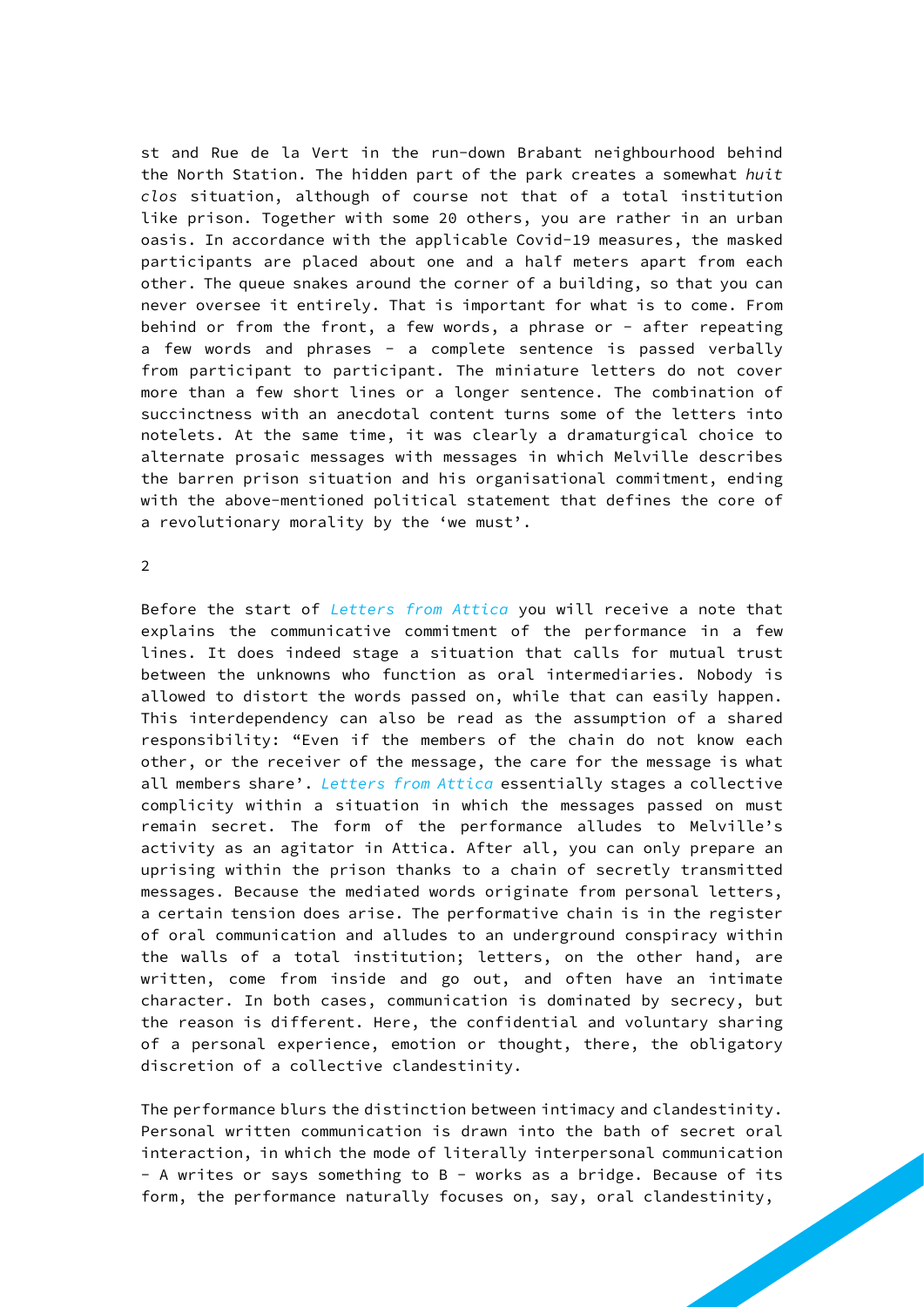st and Rue de la Vert in the run-down Brabant neighbourhood behind the North Station. The hidden part of the park creates a somewhat *huit clos* situation, although of course not that of a total institution like prison. Together with some 20 others, you are rather in an urban oasis. In accordance with the applicable Covid-19 measures, the masked participants are placed about one and a half meters apart from each other. The queue snakes around the corner of a building, so that you can never oversee it entirely. That is important for what is to come. From behind or from the front, a few words, a phrase or – after repeating a few words and phrases – a complete sentence is passed verbally from participant to participant. The miniature letters do not cover more than a few short lines or a longer sentence. The combination of succinctness with an anecdotal content turns some of the letters into notelets. At the same time, it was clearly a dramaturgical choice to alternate prosaic messages with messages in which Melville describes the barren prison situation and his organisational commitment, ending with the above-mentioned political statement that defines the core of a revolutionary morality by the 'we must'.

## 2

Before the start of *Letters from Attica* you will receive a note that explains the communicative commitment of the performance in a few lines. It does indeed stage a situation that calls for mutual trust between the unknowns who function as oral intermediaries. Nobody is allowed to distort the words passed on, while that can easily happen. This interdependency can also be read as the assumption of a shared responsibility: "Even if the members of the chain do not know each other, or the receiver of the message, the care for the message is what all members share'. *Letters from Attica* essentially stages a collective complicity within a situation in which the messages passed on must remain secret. The form of the performance alludes to Melville's activity as an agitator in Attica. After all, you can only prepare an uprising within the prison thanks to a chain of secretly transmitted messages. Because the mediated words originate from personal letters, a certain tension does arise. The performative chain is in the register of oral communication and alludes to an underground conspiracy within the walls of a total institution; letters, on the other hand, are written, come from inside and go out, and often have an intimate character. In both cases, communication is dominated by secrecy, but the reason is different. Here, the confidential and voluntary sharing of a personal experience, emotion or thought, there, the obligatory discretion of a collective clandestinity.

The performance blurs the distinction between intimacy and clandestinity. Personal written communication is drawn into the bath of secret oral interaction, in which the mode of literally interpersonal communication – A writes or says something to B – works as a bridge. Because of its form, the performance naturally focuses on, say, oral clandestinity,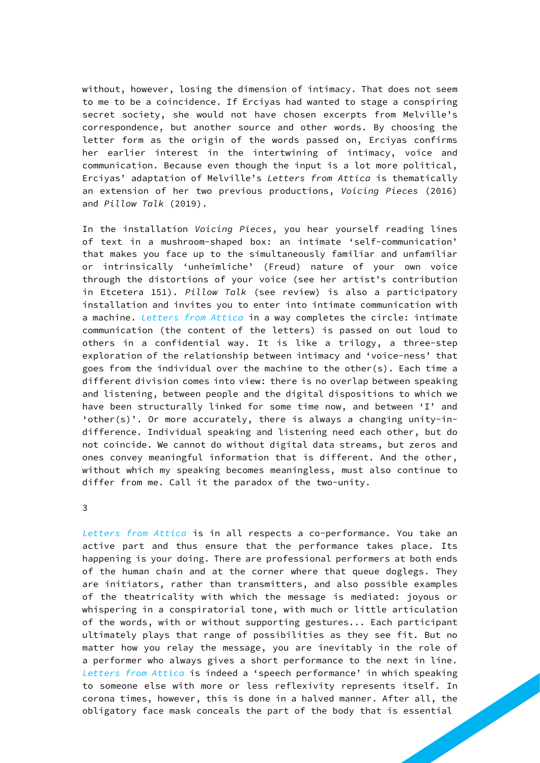without, however, losing the dimension of intimacy. That does not seem to me to be a coincidence. If Erciyas had wanted to stage a conspiring secret society, she would not have chosen excerpts from Melville's correspondence, but another source and other words. By choosing the letter form as the origin of the words passed on, Erciyas confirms her earlier interest in the intertwining of intimacy, voice and communication. Because even though the input is a lot more political, Erciyas' adaptation of Melville's *Letters from Attica* is thematically an extension of her two previous productions, *Voicing Pieces* (2016) and *Pillow Talk* (2019).

In the installation *Voicing Pieces*, you hear yourself reading lines of text in a mushroom-shaped box: an intimate 'self-communication' that makes you face up to the simultaneously familiar and unfamiliar or intrinsically 'unheimliche' (Freud) nature of your own voice through the distortions of your voice (see her artist's contribution in Etcetera 151). *Pillow Talk* (see review) is also a participatory installation and invites you to enter into intimate communication with a machine. *Letters from Attica* in a way completes the circle: intimate communication (the content of the letters) is passed on out loud to others in a confidential way. It is like a trilogy, a three-step exploration of the relationship between intimacy and 'voice-ness' that goes from the individual over the machine to the other(s). Each time a different division comes into view: there is no overlap between speaking and listening, between people and the digital dispositions to which we have been structurally linked for some time now, and between 'I' and 'other(s)'. Or more accurately, there is always a changing unity-in-difference. Individual speaking and listening need each other, but do not coincide. We cannot do without digital data streams, but zeros and ones convey meaningful information that is different. And the other, without which my speaking becomes meaningless, must also continue to differ from me. Call it the paradox of the two-unity.

## 3

*Letters from Attica* is in all respects a co-performance. You take an active part and thus ensure that the performance takes place. Its happening is your doing. There are professional performers at both ends of the human chain and at the corner where that queue doglegs. They are initiators, rather than transmitters, and also possible examples of the theatricality with which the message is mediated: joyous or whispering in a conspiratorial tone, with much or little articulation of the words, with or without supporting gestures... Each participant ultimately plays that range of possibilities as they see fit. But no matter how you relay the message, you are inevitably in the role of a performer who always gives a short performance to the next in line. *Letters from Attica* is indeed a 'speech performance' in which speaking to someone else with more or less reflexivity represents itself. In corona times, however, this is done in a halved manner. After all, the obligatory face mask conceals the part of the body that is essential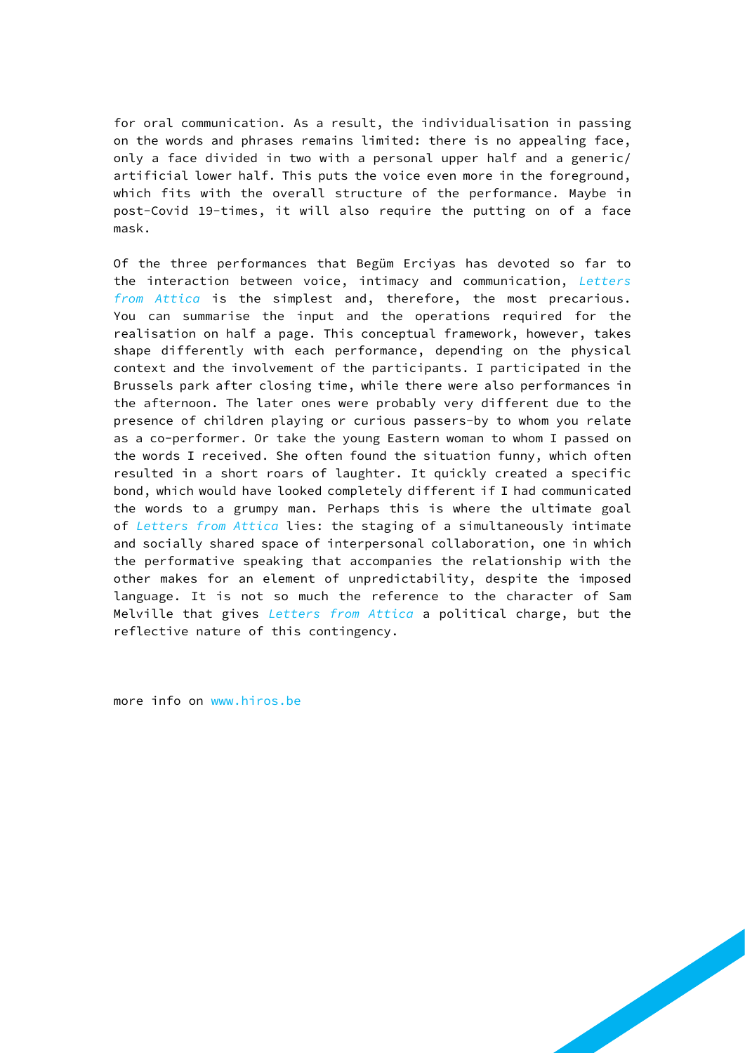for oral communication. As a result, the individualisation in passing on the words and phrases remains limited: there is no appealing face, only a face divided in two with a personal upper half and a generic/ artificial lower half. This puts the voice even more in the foreground, which fits with the overall structure of the performance. Maybe in post-Covid 19-times, it will also require the putting on of a face mask.

Of the three performances that Begüm Erciyas has devoted so far to the interaction between voice, intimacy and communication, *Letters from Attica* is the simplest and, therefore, the most precarious. You can summarise the input and the operations required for the realisation on half a page. This conceptual framework, however, takes shape differently with each performance, depending on the physical context and the involvement of the participants. I participated in the Brussels park after closing time, while there were also performances in the afternoon. The later ones were probably very different due to the presence of children playing or curious passers-by to whom you relate as a co-performer. Or take the young Eastern woman to whom I passed on the words I received. She often found the situation funny, which often resulted in a short roars of laughter. It quickly created a specific bond, which would have looked completely different if I had communicated the words to a grumpy man. Perhaps this is where the ultimate goal of *Letters from Attica* lies: the staging of a simultaneously intimate and socially shared space of interpersonal collaboration, one in which the performative speaking that accompanies the relationship with the other makes for an element of unpredictability, despite the imposed language. It is not so much the reference to the character of Sam Melville that gives *Letters from Attica* a political charge, but the reflective nature of this contingency.

more info on www.hiros.be